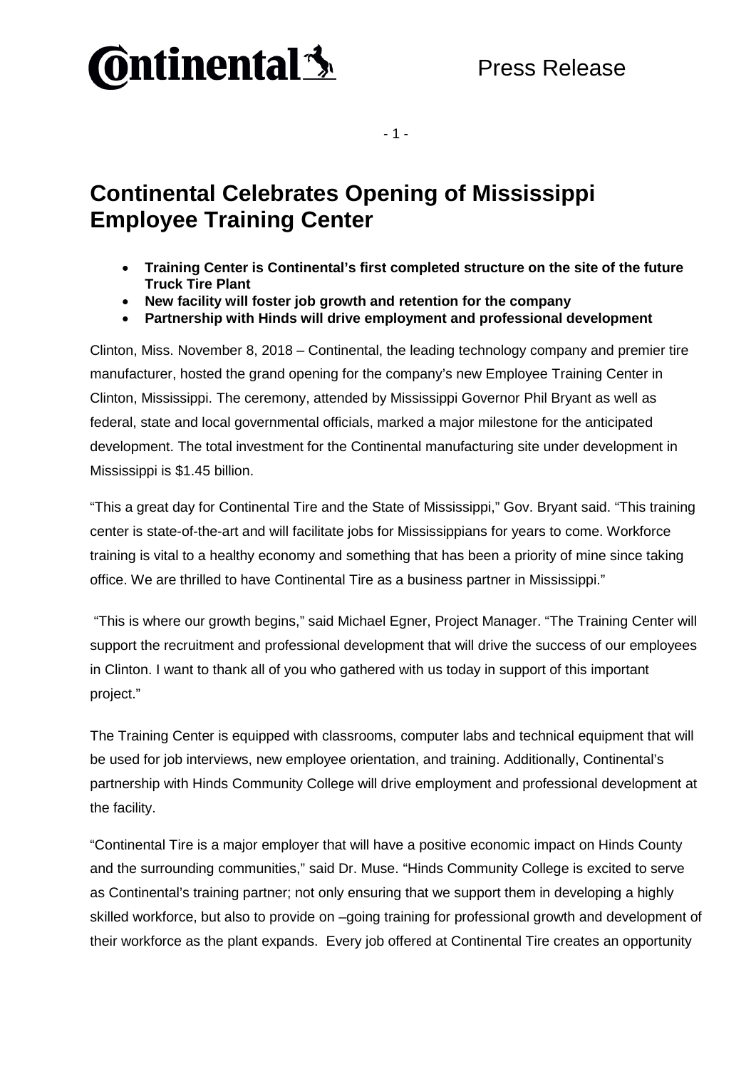Continental

Press Release

# Continental Celebrates Opening of Mississippi Employee Training Center

- **Training Center is Continental's first completed structure on the site of the future Truck Tire Plant**
- **New facility will foster job growth and retention for the company**
- **Partnership with Hinds will drive employment and professional development**

Clinton, Miss. November 8, 2018 – Continental, the leading technology company and premier tire manufacturer, hosted the grand opening for the company's new Employee Training Center in Clinton, Mississippi. The ceremony, attended by Mississippi Governor Phil Bryant as well as federal, state and local governmental officials, marked a major milestone for the anticipated development. The total investment for the Continental manufacturing site under development in Mississippi is $1.45 billion.

"This a great day for Continental Tire and the State of Mississippi," Gov. Bryant said. "This training center is state-of-the-art and will facilitate jobs for Mississippians for years to come. Workforce training is vital to a healthy economy and something that has been a priority of mine since taking office. We are thrilled to have Continental Tire as a business partner in Mississippi."

"This is where our growth begins," said Michael Egner, Project Manager. "The Training Center will support the recruitment and professional development that will drive the success of our employees in Clinton. I want to thank all of you who gathered with us today in support of this important project."

The Training Center is equipped with classrooms, computer labs and technical equipment that will be used for job interviews, new employee orientation, and training. Additionally, Continental's partnership with Hinds Community College will drive employment and professional development at the facility.

"Continental Tire is a major employer that will have a positive economic impact on Hinds County and the surrounding communities," said Dr. Muse. "Hinds Community College is excited to serve as Continental's training partner; not only ensuring that we support them in developing a highly skilled workforce, but also to provide on –going training for professional growth and development of their workforce as the plant expands. Every job offered at Continental Tire creates an opportunity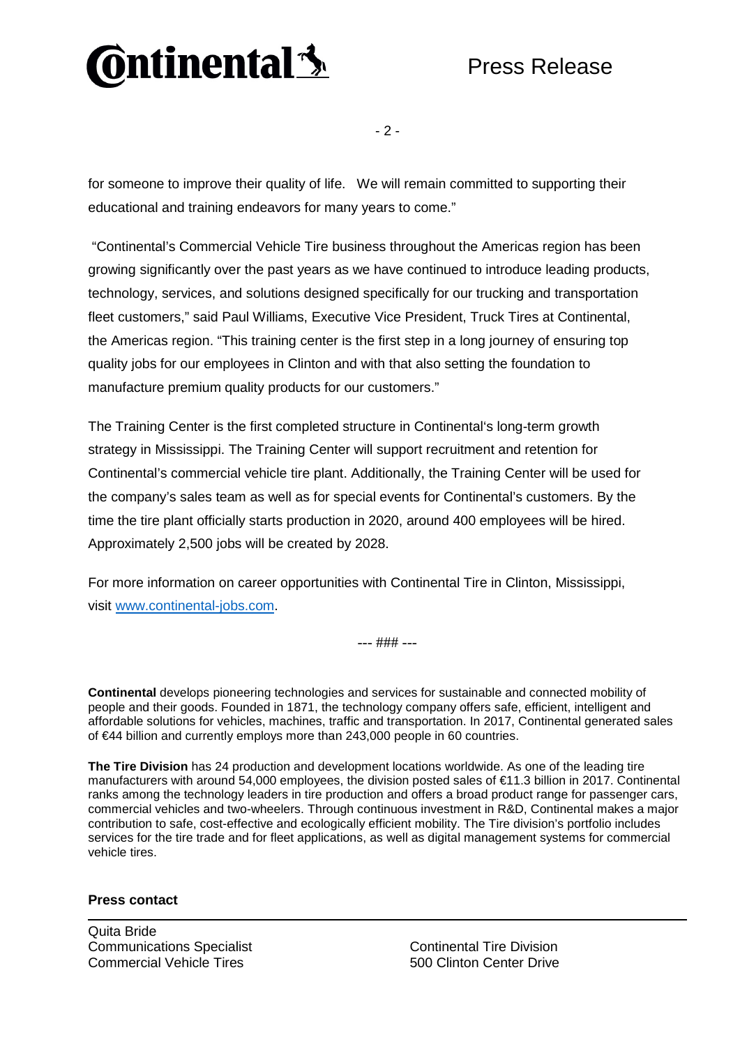for someone to improve their quality of life. We will remain committed to supporting their educational and training endeavors for many years to come."

"Continental's Commercial Vehicle Tire business throughout the Americas region has been growing significantly over the past years as we have continued to introduce leading products, technology, services, and solutions designed specifically for our trucking and transportation fleet customers," said Paul Williams, Executive Vice President, Truck Tires at Continental, the Americas region. "This training center is the first step in a long journey of ensuring top quality jobs for our employees in Clinton and with that also setting the foundation to manufacture premium quality products for our customers."

The Training Center is the first completed structure in Continental's long-term growth strategy in Mississippi. The Training Center will support recruitment and retention for Continental's commercial vehicle tire plant. Additionally, the Training Center will be used for the company's sales team as well as for special events for Continental's customers. By the time the tire plant officially starts production in 2020, around 400 employees will be hired. Approximately 2,500 jobs will be created by 2028.

For more information on career opportunities with Continental Tire in Clinton, Mississippi, visit [www.continental-jobs.com](www.continental-jobs.com).

--- ### ---

**Continental** develops pioneering technologies and services for sustainable and connected mobility of people and their goods. Founded in 1871, the technology company offers safe, efficient, intelligent and affordable solutions for vehicles, machines, traffic and transportation. In 2017, Continental generated sales of €44 billion and currently employs more than 243,000 people in 60 countries.

**The Tire Division** has 24 production and development locations worldwide. As one of the leading tire manufacturers with around 54,000 employees, the division posted sales of €11.3 billion in 2017. Continental ranks among the technology leaders in tire production and offers a broad product range for passenger cars, commercial vehicles and two-wheelers. Through continuous investment in R&D, Continental makes a major contribution to safe, cost-effective and ecologically efficient mobility. The Tire division's portfolio includes services for the tire trade and for fleet applications, as well as digital management systems for commercial vehicle tires.

**Press contact**

Quita Bride
Communications Specialist
Commercial Vehicle Tires

Continental Tire Division
500 Clinton Center Drive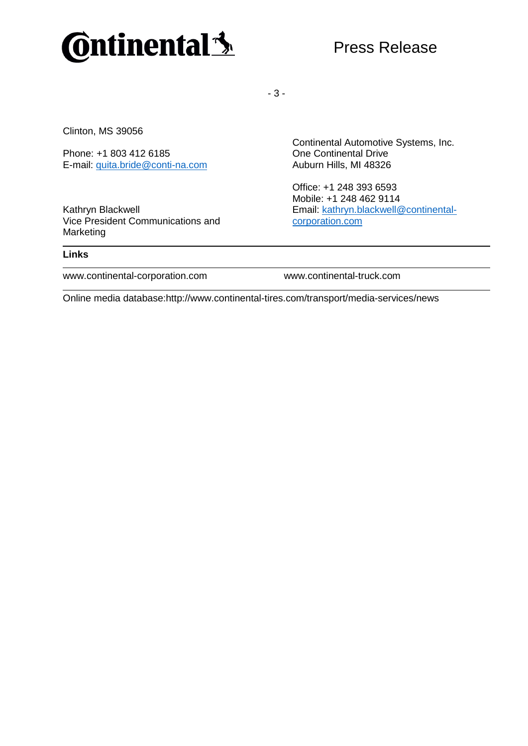Clinton, MS 39056

Phone: +1 803 412 6185
E-mail: quita.bride@conti-na.com

Kathryn Blackwell
Vice President Communications and Marketing

Continental Automotive Systems, Inc.
One Continental Drive
Auburn Hills, MI 48326

Office: +1 248 393 6593
Mobile: +1 248 462 9114
Email: kathryn.blackwell@continental-corporation.com

**Links**

www.continental-corporation.com

www.continental-truck.com

Online media database:http://www.continental-tires.com/transport/media-services/news